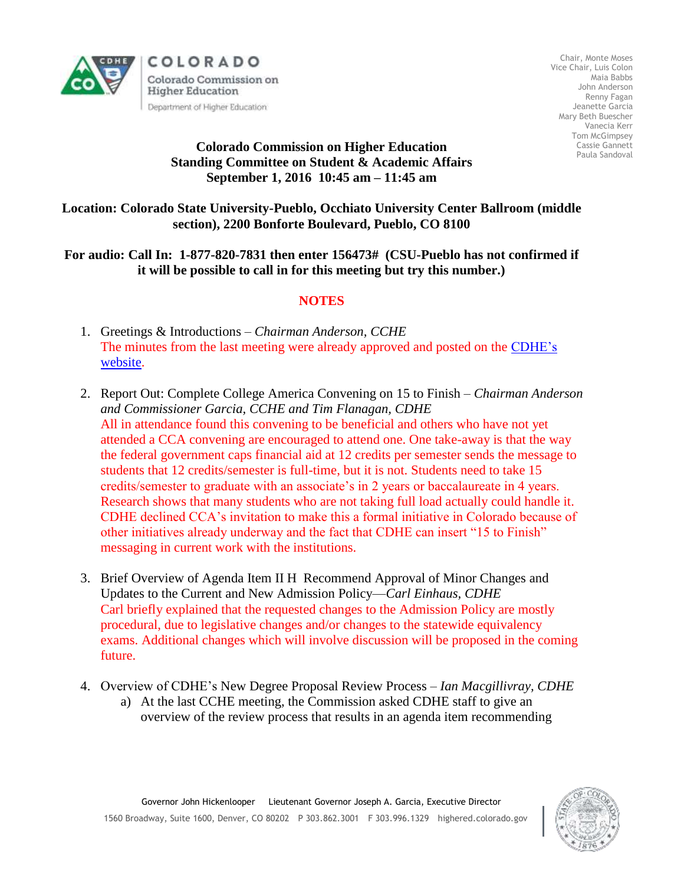COLORADO

Colorado Commission on Higher Education

Department of Higher Education

Chair, Monte Moses
Vice Chair, Luis Colon
Maia Babbs
John Anderson
Renny Fagan
Jeanette Garcia
Mary Beth Buescher
Vanecia Kerr
Tom McGimpsey
Cassie Gannett
Paula Sandoval

**Colorado Commission on Higher Education**
**Standing Committee on Student & Academic Affairs**
**September 1, 2016 10:45 am – 11:45 am**

**Location: Colorado State University-Pueblo, Occhiato University Center Ballroom (middle section), 2200 Bonforte Boulevard, Pueblo, CO 8100**

**For audio: Call In: 1-877-820-7831 then enter 156473# (CSU-Pueblo has not confirmed if it will be possible to call in for this meeting but try this number.)**

## NOTES

1. Greetings & Introductions – *Chairman Anderson, CCHE*
   The minutes from the last meeting were already approved and posted on the CDHE's website.

2. Report Out: Complete College America Convening on 15 to Finish – *Chairman Anderson and Commissioner Garcia, CCHE and Tim Flanagan, CDHE*
   All in attendance found this convening to be beneficial and others who have not yet attended a CCA convening are encouraged to attend one. One take-away is that the way the federal government caps financial aid at 12 credits per semester sends the message to students that 12 credits/semester is full-time, but it is not. Students need to take 15 credits/semester to graduate with an associate's in 2 years or baccalaureate in 4 years. Research shows that many students who are not taking full load actually could handle it. CDHE declined CCA's invitation to make this a formal initiative in Colorado because of other initiatives already underway and the fact that CDHE can insert "15 to Finish" messaging in current work with the institutions.

3. Brief Overview of Agenda Item II H Recommend Approval of Minor Changes and Updates to the Current and New Admission Policy—*Carl Einhaus, CDHE*
   Carl briefly explained that the requested changes to the Admission Policy are mostly procedural, due to legislative changes and/or changes to the statewide equivalency exams. Additional changes which will involve discussion will be proposed in the coming future.

4. Overview of CDHE's New Degree Proposal Review Process – *Ian Macgillivray, CDHE*
   a) At the last CCHE meeting, the Commission asked CDHE staff to give an overview of the review process that results in an agenda item recommending

Governor John Hickenlooper Lieutenant Governor Joseph A. Garcia, Executive Director
1560 Broadway, Suite 1600, Denver, CO 80202 P 303.862.3001 F 303.996.1329 highered.colorado.gov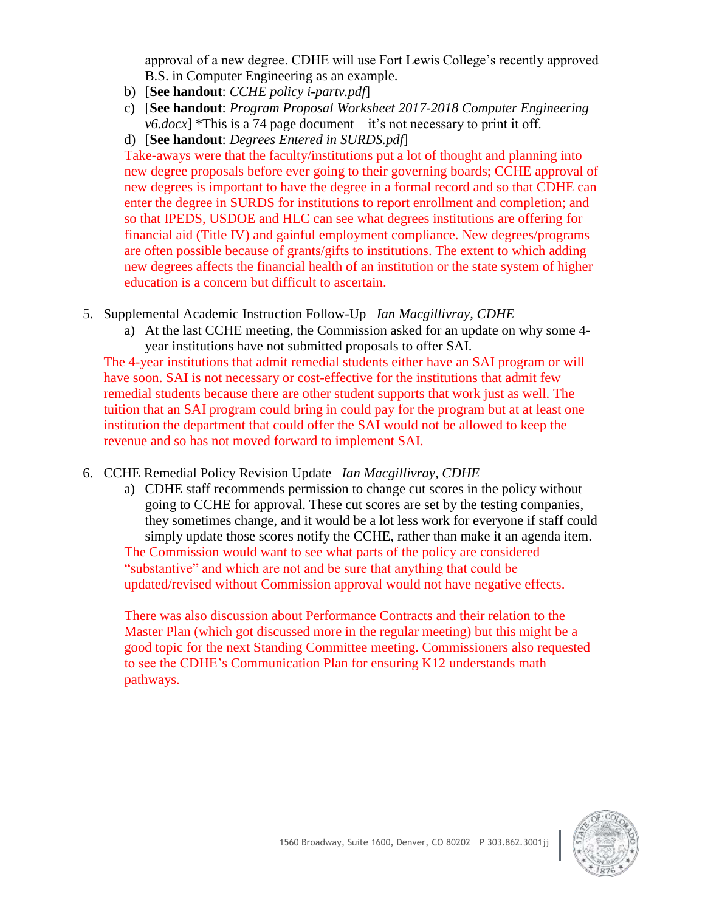approval of a new degree. CDHE will use Fort Lewis College's recently approved B.S. in Computer Engineering as an example.

b) [**See handout**: *CCHE policy i-partv.pdf*]

c) [**See handout**: *Program Proposal Worksheet 2017-2018 Computer Engineering v6.docx*] *This is a 74 page document—it's not necessary to print it off.

d) [**See handout**: *Degrees Entered in SURDS.pdf*]

Take-aways were that the faculty/institutions put a lot of thought and planning into new degree proposals before ever going to their governing boards; CCHE approval of new degrees is important to have the degree in a formal record and so that CDHE can enter the degree in SURDS for institutions to report enrollment and completion; and so that IPEDS, USDOE and HLC can see what degrees institutions are offering for financial aid (Title IV) and gainful employment compliance. New degrees/programs are often possible because of grants/gifts to institutions. The extent to which adding new degrees affects the financial health of an institution or the state system of higher education is a concern but difficult to ascertain.

5. Supplemental Academic Instruction Follow-Up– *Ian Macgillivray, CDHE*
   a) At the last CCHE meeting, the Commission asked for an update on why some 4-year institutions have not submitted proposals to offer SAI.

   The 4-year institutions that admit remedial students either have an SAI program or will have soon. SAI is not necessary or cost-effective for the institutions that admit few remedial students because there are other student supports that work just as well. The tuition that an SAI program could bring in could pay for the program but at at least one institution the department that could offer the SAI would not be allowed to keep the revenue and so has not moved forward to implement SAI.

6. CCHE Remedial Policy Revision Update– *Ian Macgillivray, CDHE*
   a) CDHE staff recommends permission to change cut scores in the policy without going to CCHE for approval. These cut scores are set by the testing companies, they sometimes change, and it would be a lot less work for everyone if staff could simply update those scores notify the CCHE, rather than make it an agenda item.

   The Commission would want to see what parts of the policy are considered "substantive" and which are not and be sure that anything that could be updated/revised without Commission approval would not have negative effects.

   There was also discussion about Performance Contracts and their relation to the Master Plan (which got discussed more in the regular meeting) but this might be a good topic for the next Standing Committee meeting. Commissioners also requested to see the CDHE's Communication Plan for ensuring K12 understands math pathways.